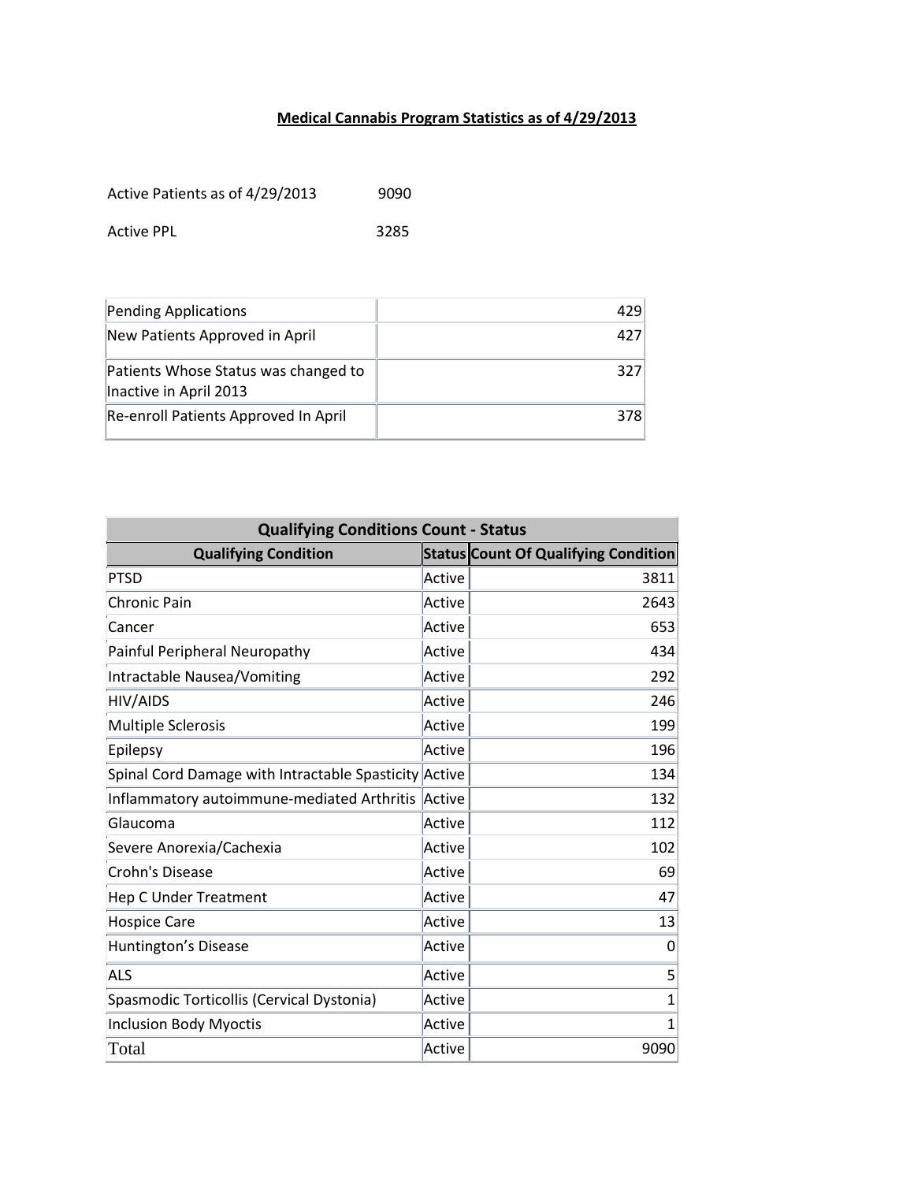**Medical Cannabis Program Statistics as of 4/29/2013**

Active Patients as of 4/29/2013 9090

Active PPL 3285

| Pending Applications | 429 |
|---|---|
| New Patients Approved in April | 427 |
| Patients Whose Status was changed to Inactive in April 2013 | 327 |
| Re-enroll Patients Approved In April | 378 |

| Qualifying Conditions Count - Status | | |
|---|---|---|
| **Qualifying Condition** | **Status** | **Count Of Qualifying Condition** |
| PTSD | Active | 3811 |
| Chronic Pain | Active | 2643 |
| Cancer | Active | 653 |
| Painful Peripheral Neuropathy | Active | 434 |
| Intractable Nausea/Vomiting | Active | 292 |
| HIV/AIDS | Active | 246 |
| Multiple Sclerosis | Active | 199 |
| Epilepsy | Active | 196 |
| Spinal Cord Damage with Intractable Spasticity | Active | 134 |
| Inflammatory autoimmune-mediated Arthritis | Active | 132 |
| Glaucoma | Active | 112 |
| Severe Anorexia/Cachexia | Active | 102 |
| Crohn's Disease | Active | 69 |
| Hep C Under Treatment | Active | 47 |
| Hospice Care | Active | 13 |
| Huntington's Disease | Active | 0 |
| ALS | Active | 5 |
| Spasmodic Torticollis (Cervical Dystonia) | Active | 1 |
| Inclusion Body Myoctis | Active | 1 |
| Total | Active | 9090 |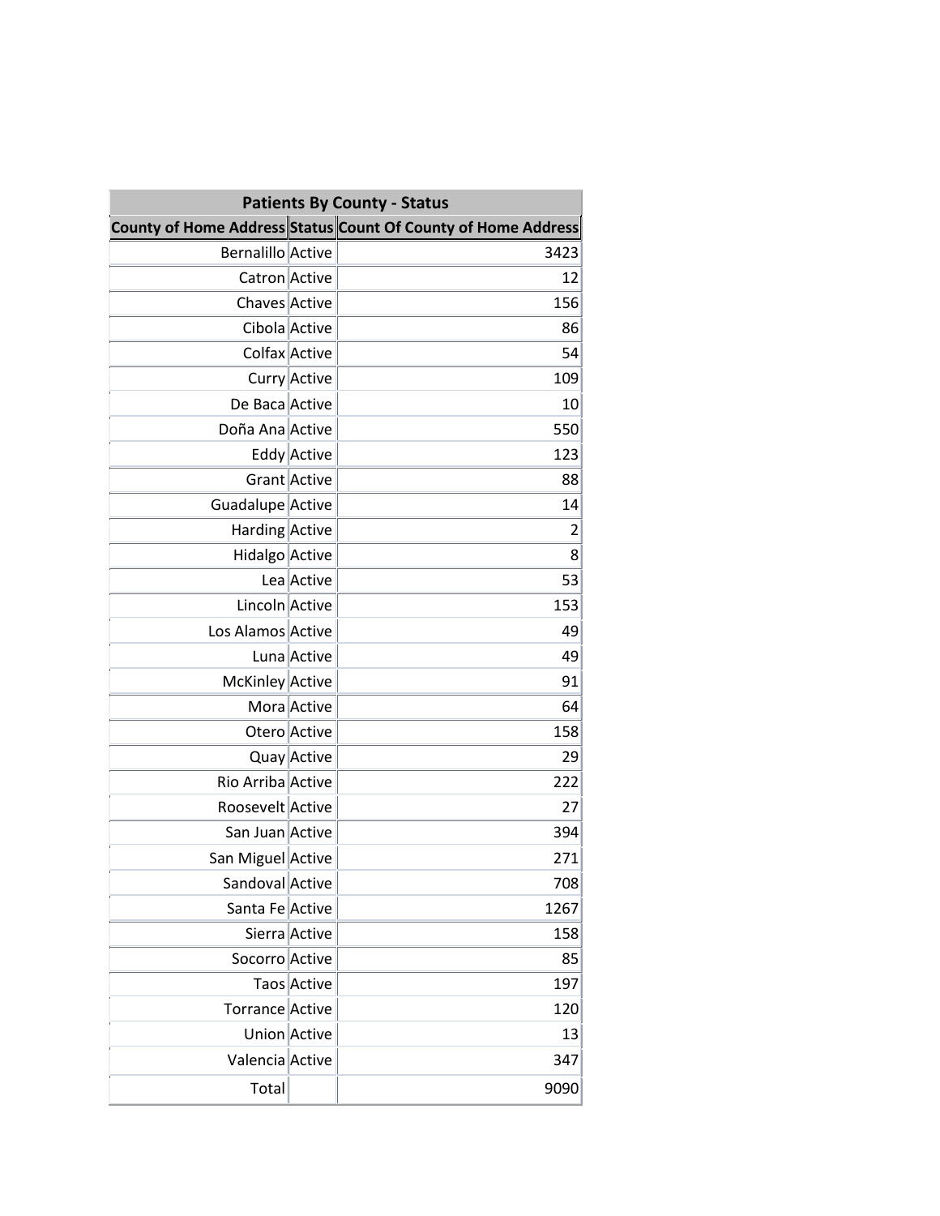| Patients By County - Status | | |
|---|---|---|
| County of Home Address | Status | Count Of County of Home Address |
| Bernalillo | Active | 3423 |
| Catron | Active | 12 |
| Chaves | Active | 156 |
| Cibola | Active | 86 |
| Colfax | Active | 54 |
| Curry | Active | 109 |
| De Baca | Active | 10 |
| Doña Ana | Active | 550 |
| Eddy | Active | 123 |
| Grant | Active | 88 |
| Guadalupe | Active | 14 |
| Harding | Active | 2 |
| Hidalgo | Active | 8 |
| Lea | Active | 53 |
| Lincoln | Active | 153 |
| Los Alamos | Active | 49 |
| Luna | Active | 49 |
| McKinley | Active | 91 |
| Mora | Active | 64 |
| Otero | Active | 158 |
| Quay | Active | 29 |
| Rio Arriba | Active | 222 |
| Roosevelt | Active | 27 |
| San Juan | Active | 394 |
| San Miguel | Active | 271 |
| Sandoval | Active | 708 |
| Santa Fe | Active | 1267 |
| Sierra | Active | 158 |
| Socorro | Active | 85 |
| Taos | Active | 197 |
| Torrance | Active | 120 |
| Union | Active | 13 |
| Valencia | Active | 347 |
| Total | | 9090 |